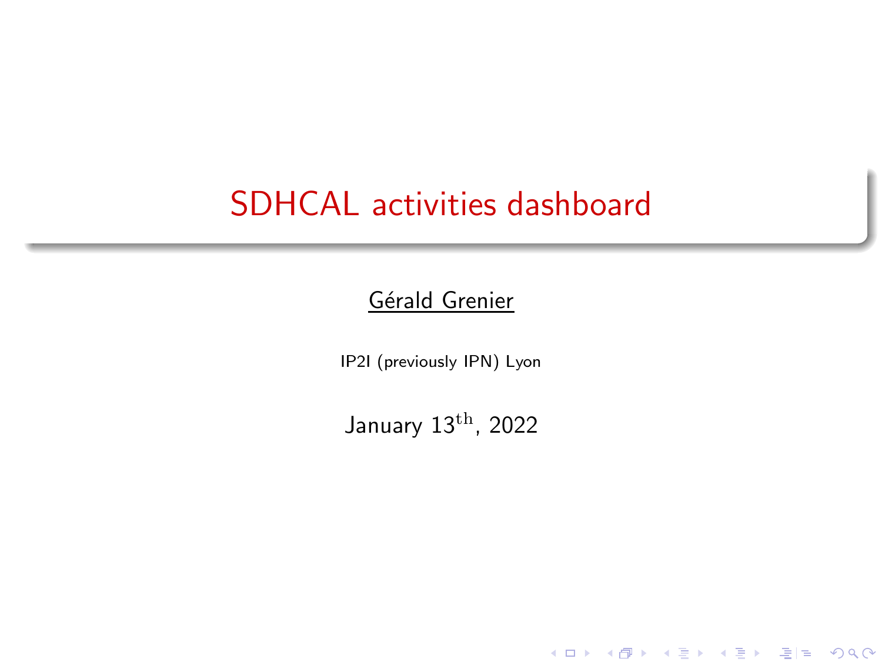# SDHCAL activities dashboard

Gérald Grenier

IP2I (previously IPN) Lyon

January 13$^{\mathrm{th}}$, 2022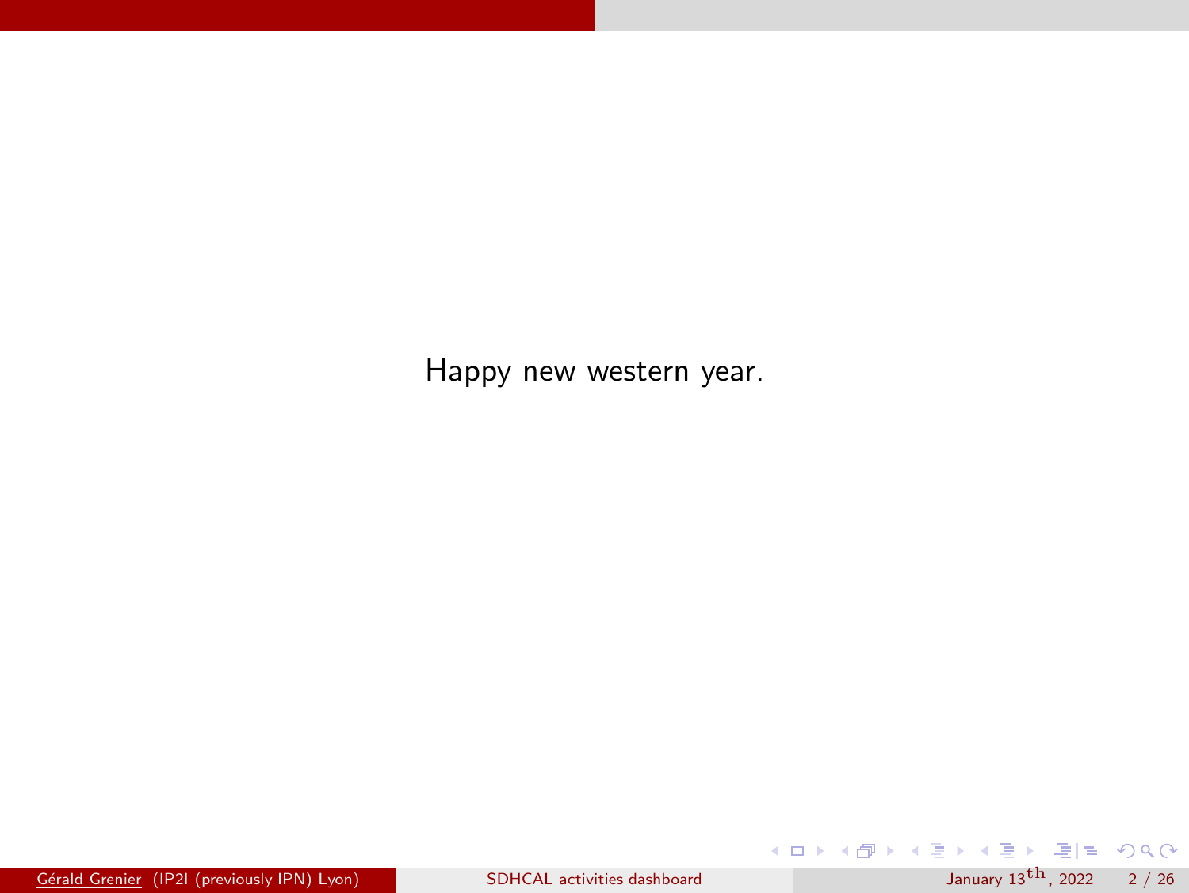Happy new western year.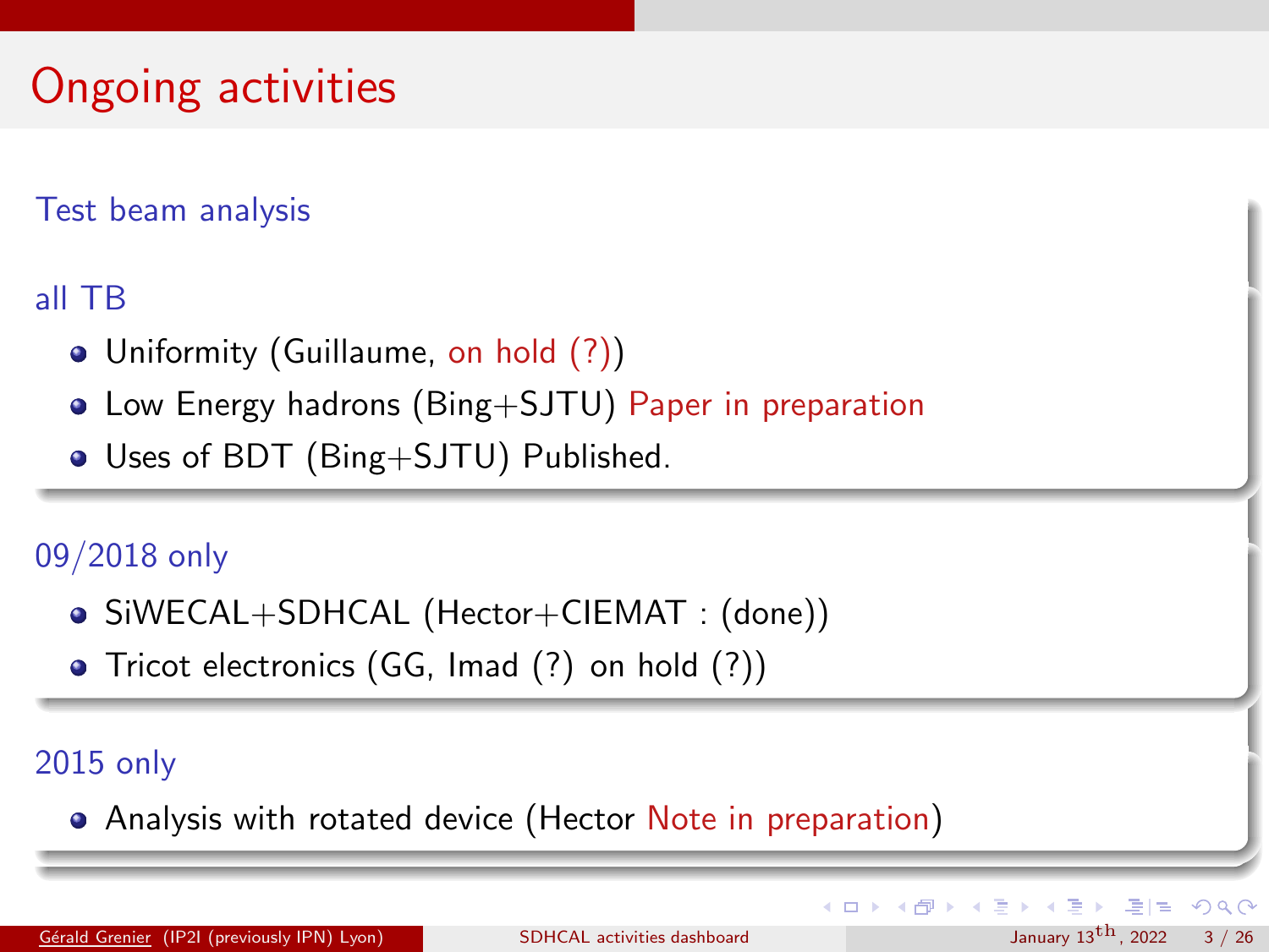# Ongoing activities

### Test beam analysis

### all TB

- Uniformity (Guillaume, on hold (?))
- Low Energy hadrons (Bing+SJTU) Paper in preparation
- Uses of BDT (Bing+SJTU) Published.

### 09/2018 only

- SiWECAL+SDHCAL (Hector+CIEMAT : (done))
- Tricot electronics (GG, Imad (?) on hold (?))

### 2015 only

- Analysis with rotated device (Hector Note in preparation)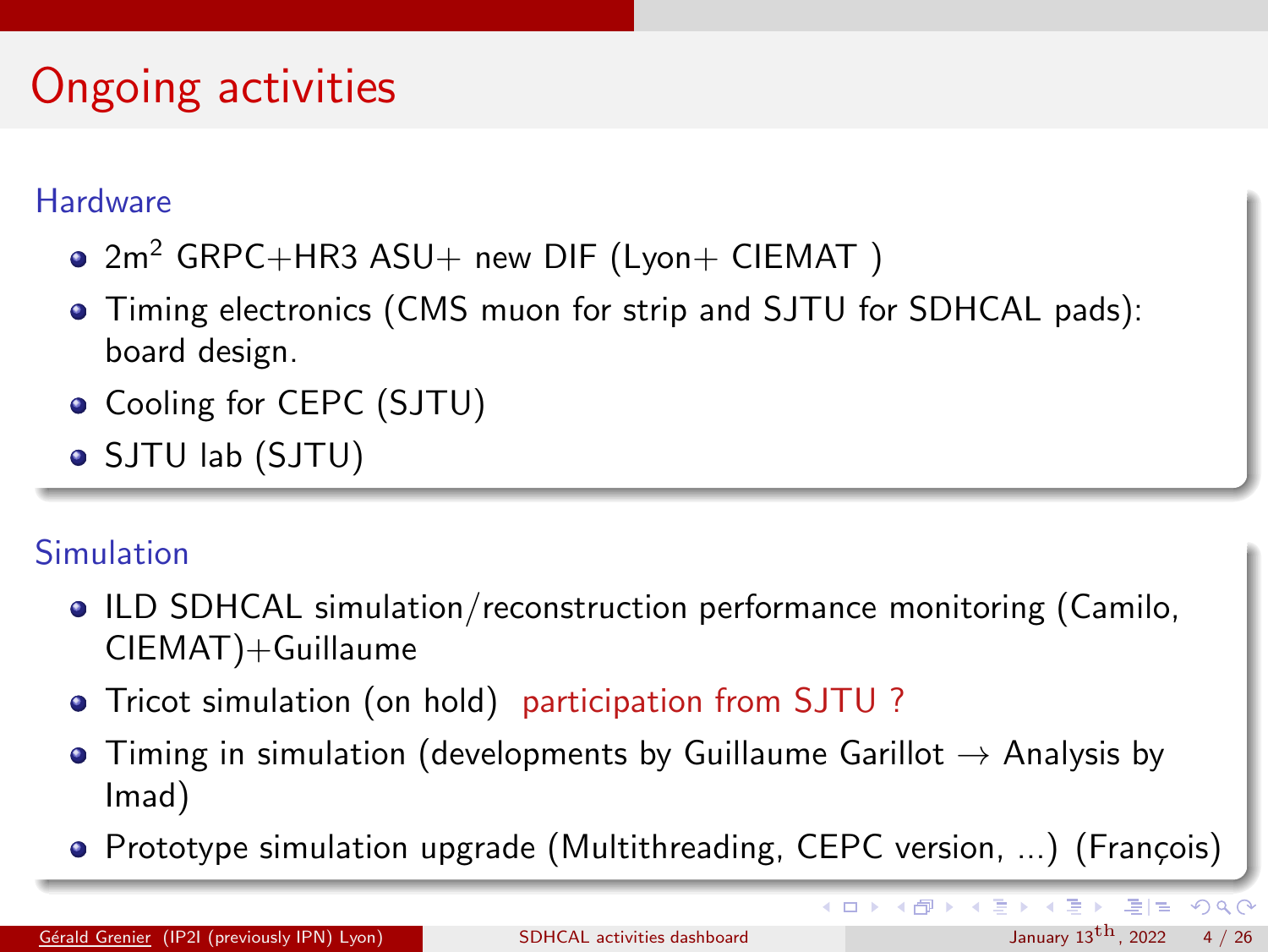# Ongoing activities

## Hardware

- $2m^2$ GRPC+HR3 ASU+ new DIF (Lyon+ CIEMAT )
- Timing electronics (CMS muon for strip and SJTU for SDHCAL pads): board design.
- Cooling for CEPC (SJTU)
- SJTU lab (SJTU)

## Simulation

- ILD SDHCAL simulation/reconstruction performance monitoring (Camilo, CIEMAT)+Guillaume
- Tricot simulation (on hold) participation from SJTU ?
- Timing in simulation (developments by Guillaume Garillot → Analysis by Imad)
- Prototype simulation upgrade (Multithreading, CEPC version, ...) (François)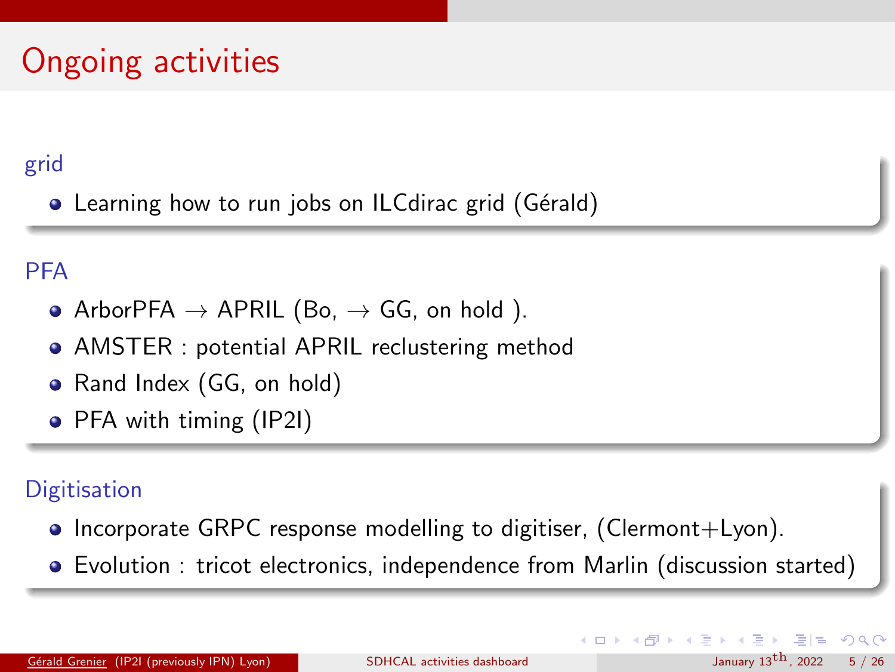# Ongoing activities

## grid

- Learning how to run jobs on ILCdirac grid (Gérald)

## PFA

- ArborPFA $\rightarrow$ APRIL (Bo, $\rightarrow$ GG, on hold ).
- AMSTER : potential APRIL reclustering method
- Rand Index (GG, on hold)
- PFA with timing (IP2I)

## Digitisation

- Incorporate GRPC response modelling to digitiser, (Clermont+Lyon).
- Evolution : tricot electronics, independence from Marlin (discussion started)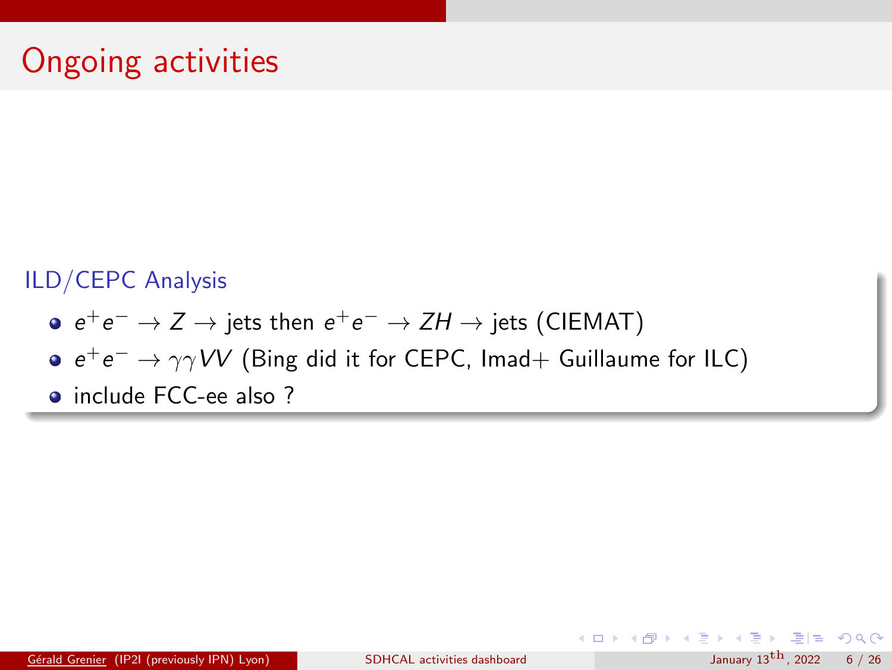# Ongoing activities

### ILD/CEPC Analysis

- $e^+e^- \rightarrow Z \rightarrow$ jets then $e^+e^- \rightarrow ZH \rightarrow$ jets (CIEMAT)
- $e^+e^- \rightarrow \gamma\gamma VV$ (Bing did it for CEPC, Imad+ Guillaume for ILC)
- include FCC-ee also ?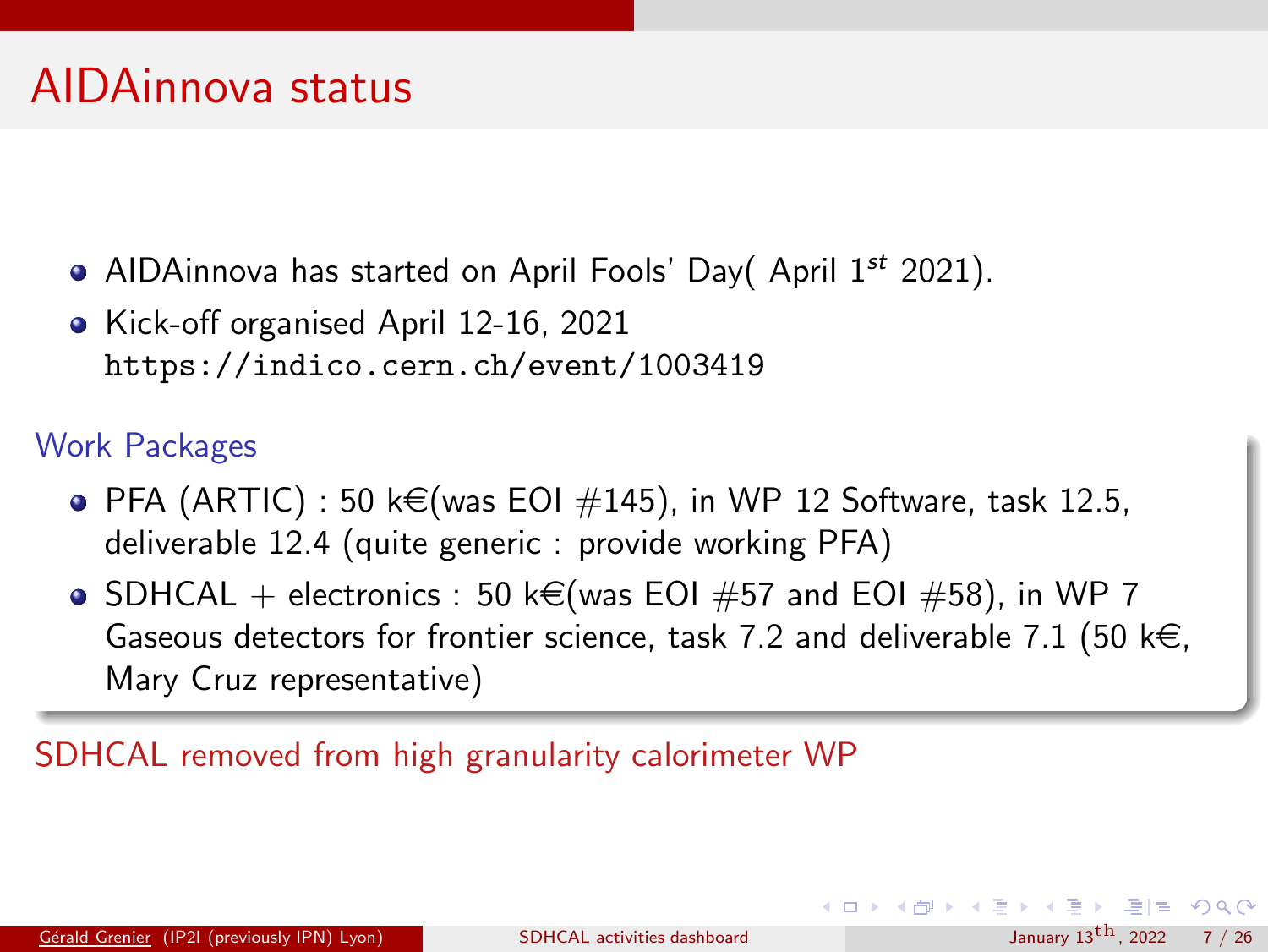# AIDAinnova status

- AIDAinnova has started on April Fools' Day( April 1$^{st}$ 2021).
- Kick-off organised April 12-16, 2021
  `https://indico.cern.ch/event/1003419`

## Work Packages

- PFA (ARTIC) : 50 k€(was EOI #145), in WP 12 Software, task 12.5, deliverable 12.4 (quite generic : provide working PFA)
- SDHCAL + electronics : 50 k€(was EOI #57 and EOI #58), in WP 7 Gaseous detectors for frontier science, task 7.2 and deliverable 7.1 (50 k€, Mary Cruz representative)

SDHCAL removed from high granularity calorimeter WP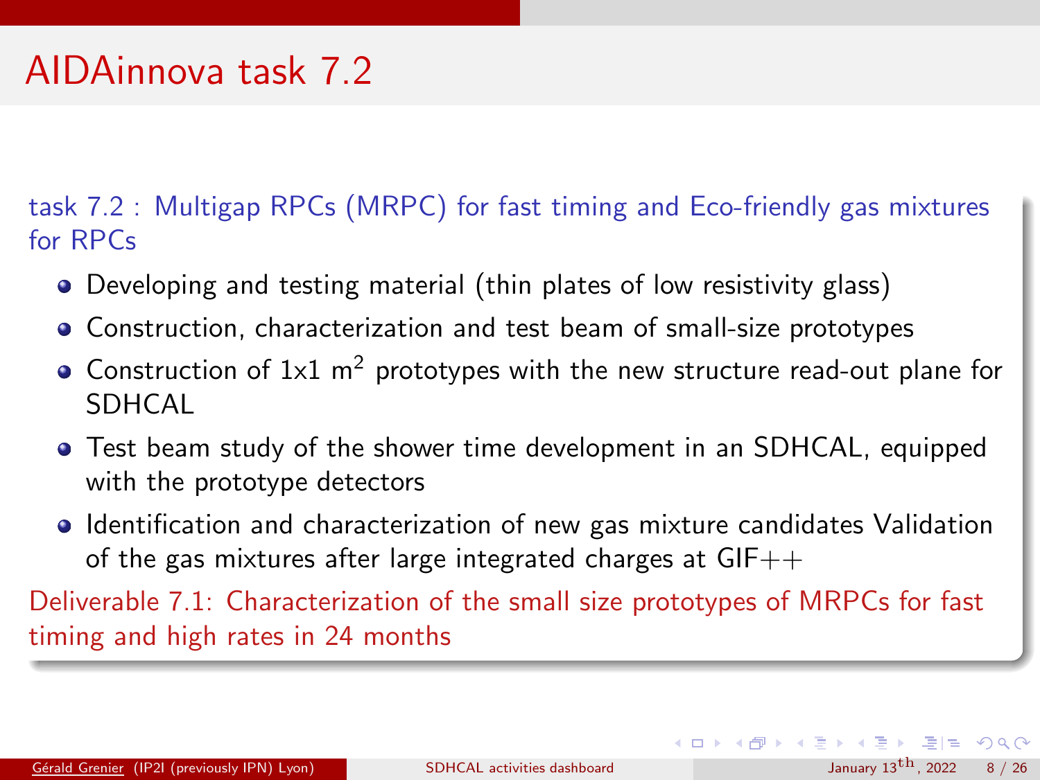# AIDAinnova task 7.2

task 7.2 : Multigap RPCs (MRPC) for fast timing and Eco-friendly gas mixtures for RPCs

- Developing and testing material (thin plates of low resistivity glass)
- Construction, characterization and test beam of small-size prototypes
- Construction of 1x1 $m^2$ prototypes with the new structure read-out plane for SDHCAL
- Test beam study of the shower time development in an SDHCAL, equipped with the prototype detectors
- Identification and characterization of new gas mixture candidates Validation of the gas mixtures after large integrated charges at GIF++

Deliverable 7.1: Characterization of the small size prototypes of MRPCs for fast timing and high rates in 24 months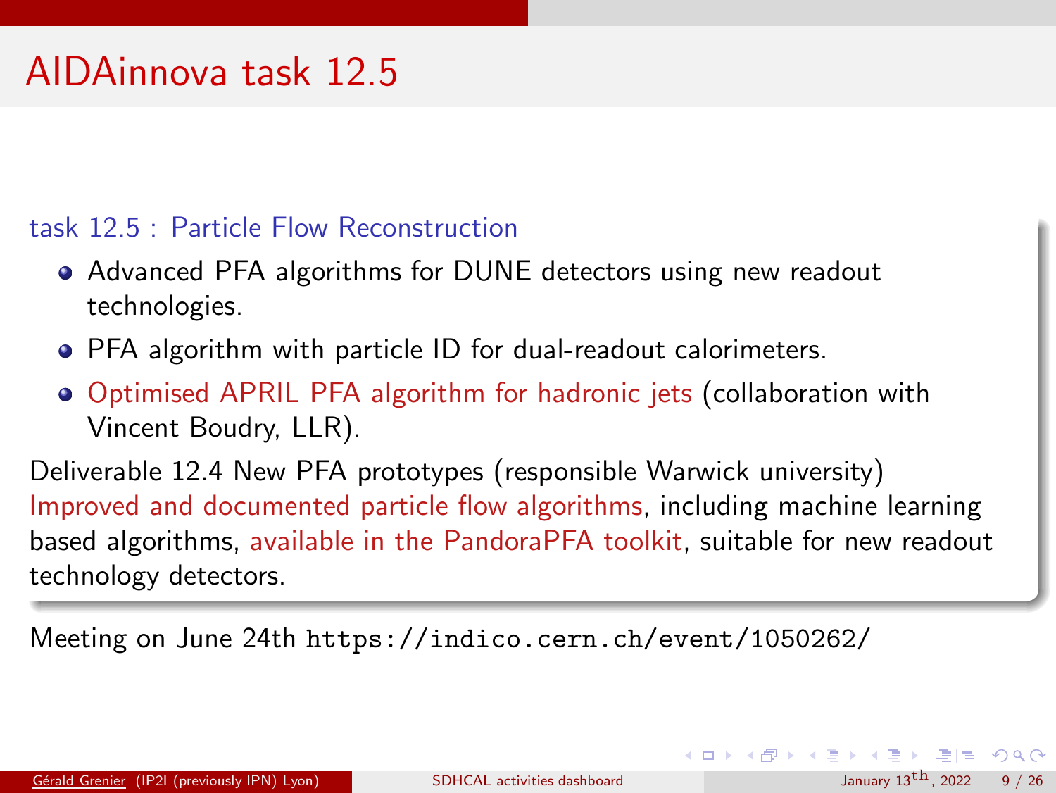# AIDAinnova task 12.5

**task 12.5 : Particle Flow Reconstruction**

- Advanced PFA algorithms for DUNE detectors using new readout technologies.
- PFA algorithm with particle ID for dual-readout calorimeters.
- Optimised APRIL PFA algorithm for hadronic jets (collaboration with Vincent Boudry, LLR).

Deliverable 12.4 New PFA prototypes (responsible Warwick university)
Improved and documented particle flow algorithms, including machine learning based algorithms, available in the PandoraPFA toolkit, suitable for new readout technology detectors.

Meeting on June 24th `https://indico.cern.ch/event/1050262/`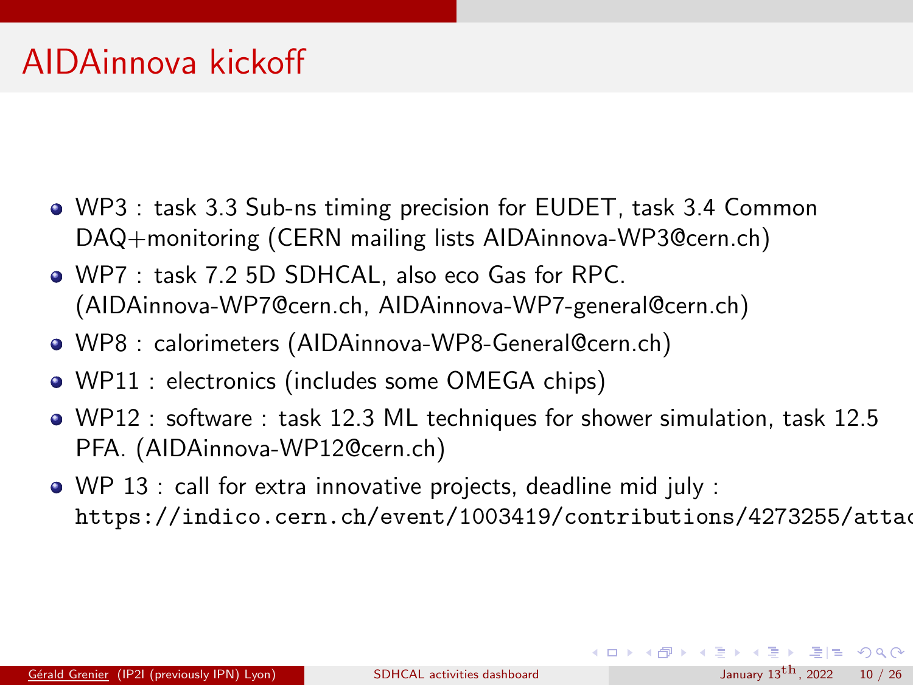# AIDAinnova kickoff

- WP3 : task 3.3 Sub-ns timing precision for EUDET, task 3.4 Common DAQ+monitoring (CERN mailing lists AIDAinnova-WP3@cern.ch)
- WP7 : task 7.2 5D SDHCAL, also eco Gas for RPC. (AIDAinnova-WP7@cern.ch, AIDAinnova-WP7-general@cern.ch)
- WP8 : calorimeters (AIDAinnova-WP8-General@cern.ch)
- WP11 : electronics (includes some OMEGA chips)
- WP12 : software : task 12.3 ML techniques for shower simulation, task 12.5 PFA. (AIDAinnova-WP12@cern.ch)
- WP 13 : call for extra innovative projects, deadline mid july : `https://indico.cern.ch/event/1003419/contributions/4273255/attac`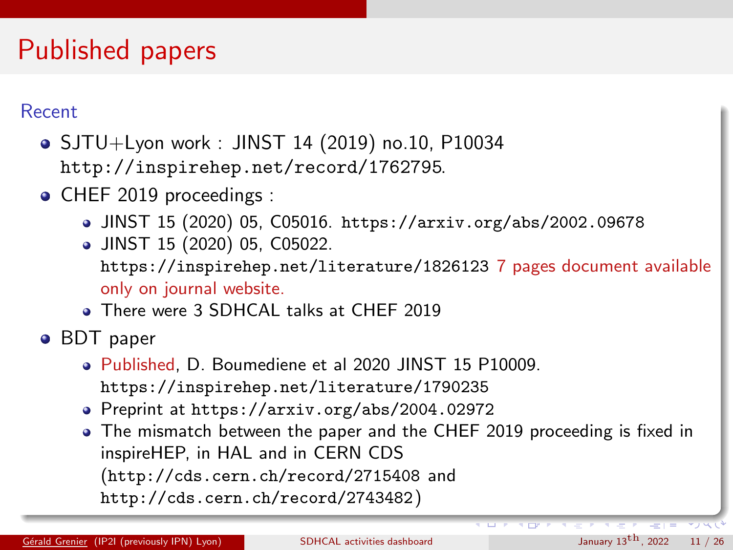# Published papers

## Recent

- SJTU+Lyon work : JINST 14 (2019) no.10, P10034 http://inspirehep.net/record/1762795.
- CHEF 2019 proceedings :
  - JINST 15 (2020) 05, C05016. https://arxiv.org/abs/2002.09678
  - JINST 15 (2020) 05, C05022. https://inspirehep.net/literature/1826123 7 pages document available only on journal website.
  - There were 3 SDHCAL talks at CHEF 2019
- BDT paper
  - Published, D. Boumediene et al 2020 JINST 15 P10009. https://inspirehep.net/literature/1790235
  - Preprint at https://arxiv.org/abs/2004.02972
  - The mismatch between the paper and the CHEF 2019 proceeding is fixed in inspireHEP, in HAL and in CERN CDS (http://cds.cern.ch/record/2715408 and http://cds.cern.ch/record/2743482)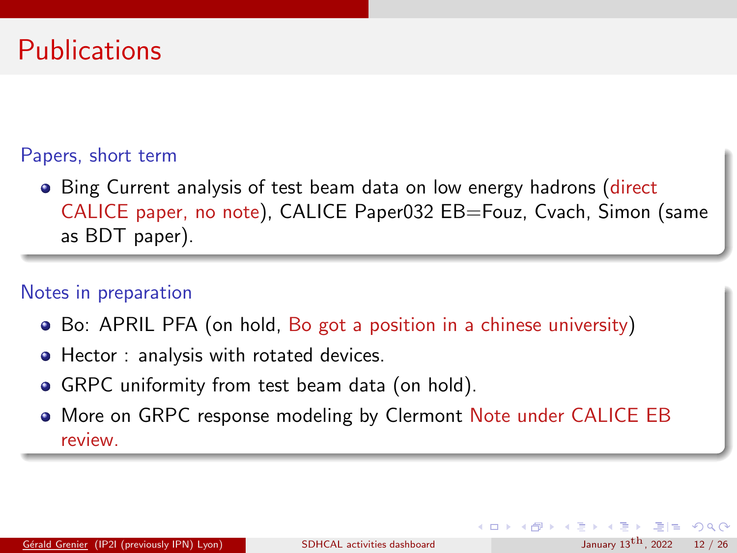# Publications

### Papers, short term

- Bing Current analysis of test beam data on low energy hadrons (direct CALICE paper, no note), CALICE Paper032 EB=Fouz, Cvach, Simon (same as BDT paper).

### Notes in preparation

- Bo: APRIL PFA (on hold, Bo got a position in a chinese university)
- Hector : analysis with rotated devices.
- GRPC uniformity from test beam data (on hold).
- More on GRPC response modeling by Clermont Note under CALICE EB review.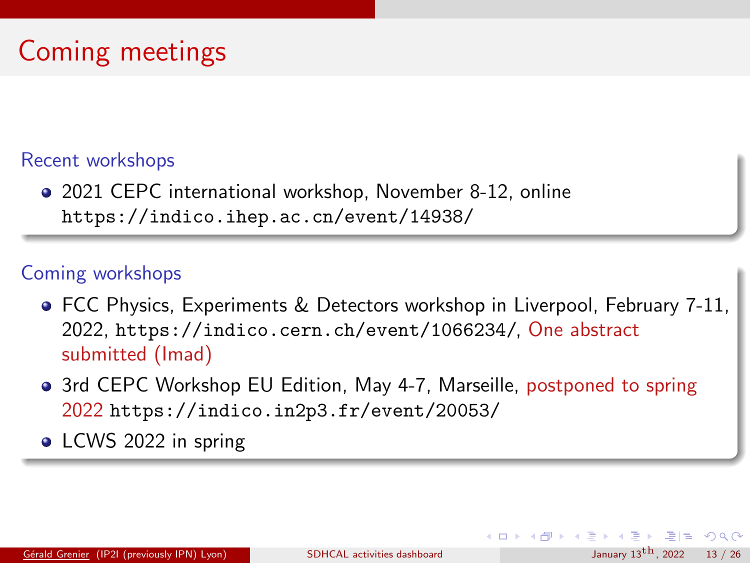# Coming meetings

### Recent workshops

- 2021 CEPC international workshop, November 8-12, online https://indico.ihep.ac.cn/event/14938/

### Coming workshops

- FCC Physics, Experiments & Detectors workshop in Liverpool, February 7-11, 2022, https://indico.cern.ch/event/1066234/, One abstract submitted (Imad)
- 3rd CEPC Workshop EU Edition, May 4-7, Marseille, postponed to spring 2022 https://indico.in2p3.fr/event/20053/
- LCWS 2022 in spring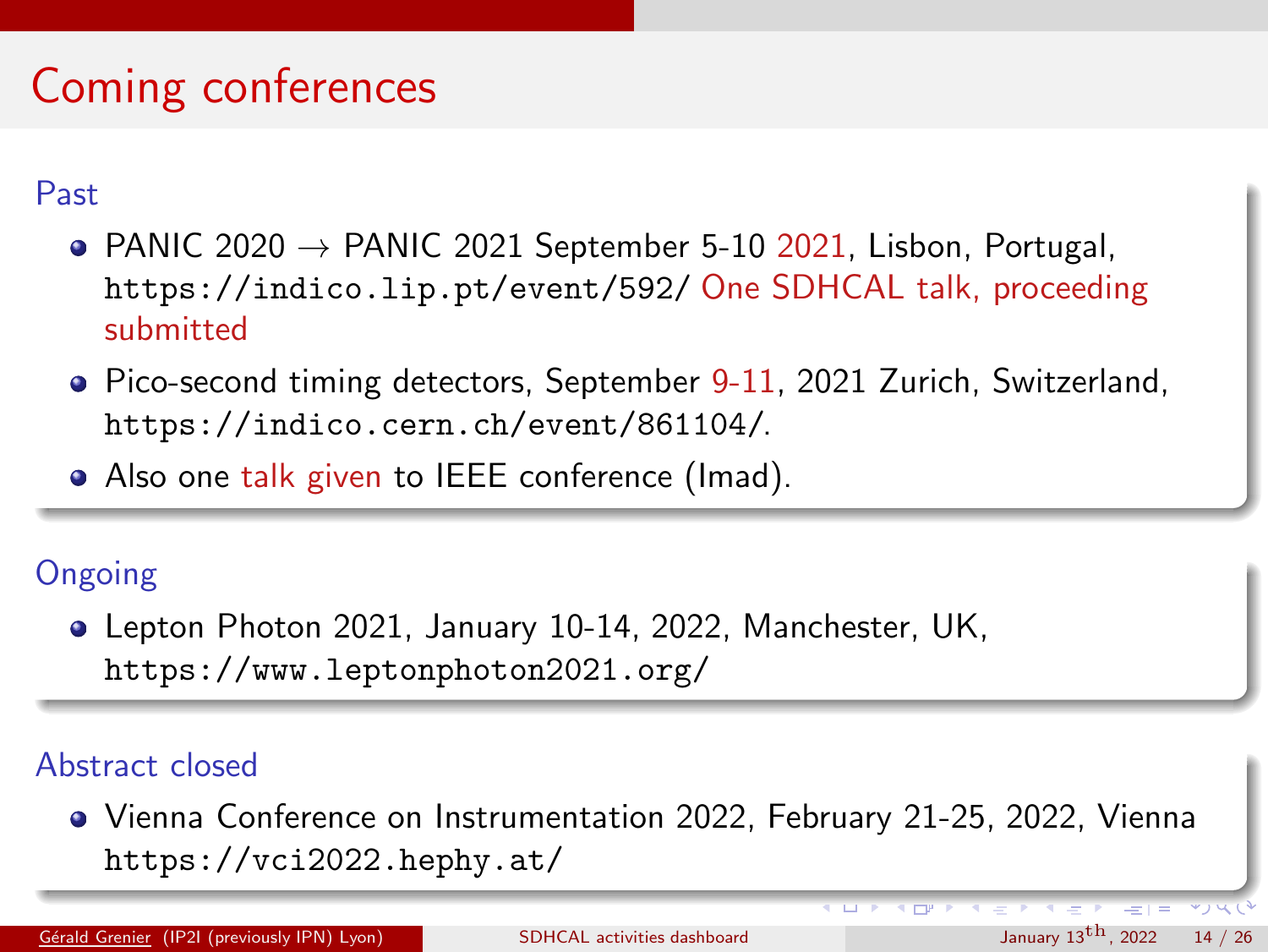# Coming conferences

## Past

- PANIC 2020 → PANIC 2021 September 5-10 2021, Lisbon, Portugal, https://indico.lip.pt/event/592/ One SDHCAL talk, proceeding submitted
- Pico-second timing detectors, September 9-11, 2021 Zurich, Switzerland, https://indico.cern.ch/event/861104/.
- Also one talk given to IEEE conference (Imad).

## Ongoing

- Lepton Photon 2021, January 10-14, 2022, Manchester, UK, https://www.leptonphoton2021.org/

## Abstract closed

- Vienna Conference on Instrumentation 2022, February 21-25, 2022, Vienna https://vci2022.hephy.at/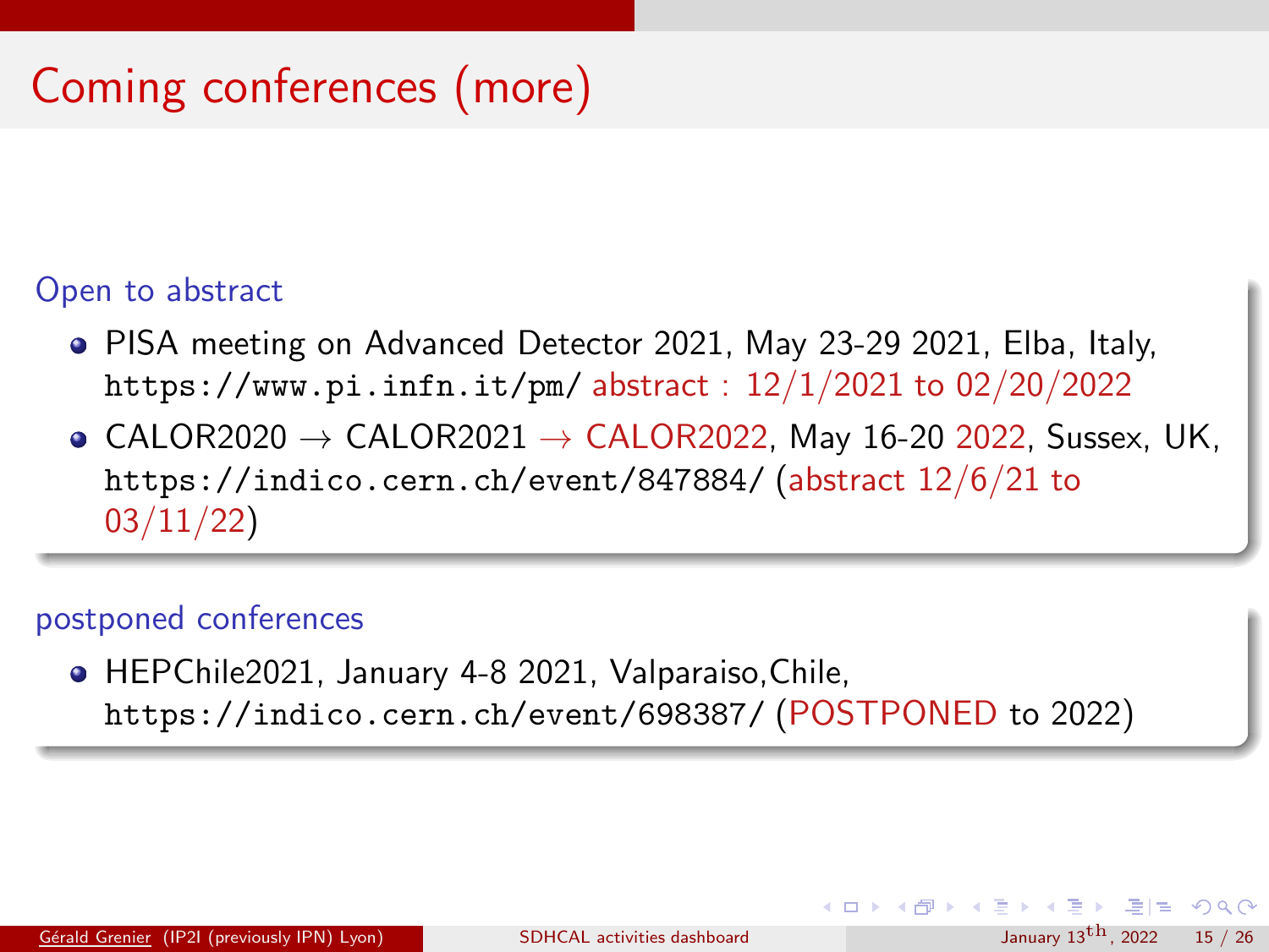# Coming conferences (more)

### Open to abstract

- PISA meeting on Advanced Detector 2021, May 23-29 2021, Elba, Italy, https://www.pi.infn.it/pm/ abstract : 12/1/2021 to 02/20/2022
- CALOR2020 → CALOR2021 → CALOR2022, May 16-20 2022, Sussex, UK, https://indico.cern.ch/event/847884/ (abstract 12/6/21 to 03/11/22)

### postponed conferences

- HEPChile2021, January 4-8 2021, Valparaiso,Chile, https://indico.cern.ch/event/698387/ (POSTPONED to 2022)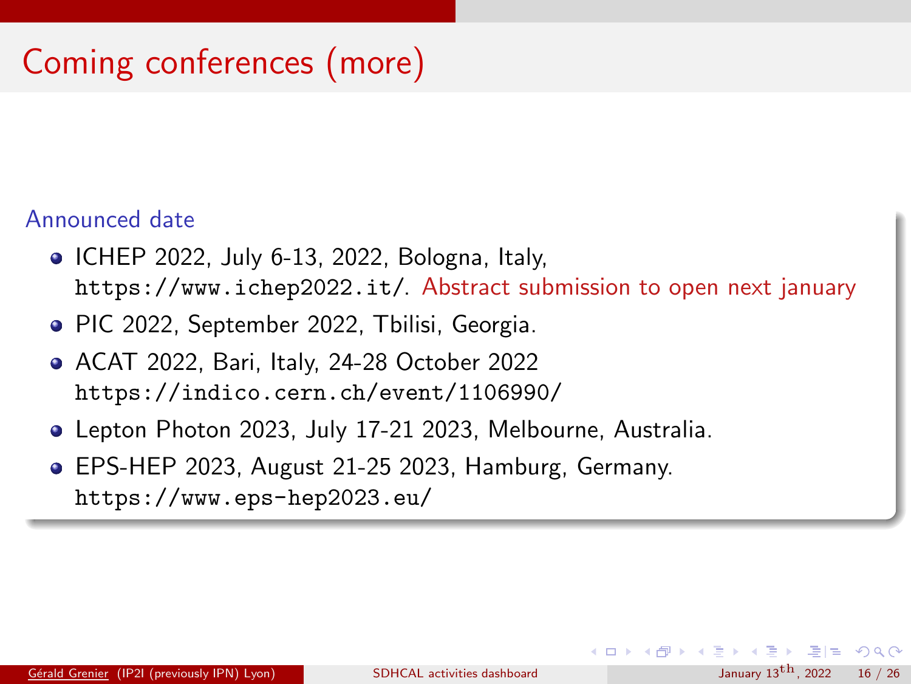# Coming conferences (more)

### Announced date

- ICHEP 2022, July 6-13, 2022, Bologna, Italy, https://www.ichep2022.it/. Abstract submission to open next january
- PIC 2022, September 2022, Tbilisi, Georgia.
- ACAT 2022, Bari, Italy, 24-28 October 2022 https://indico.cern.ch/event/1106990/
- Lepton Photon 2023, July 17-21 2023, Melbourne, Australia.
- EPS-HEP 2023, August 21-25 2023, Hamburg, Germany. https://www.eps-hep2023.eu/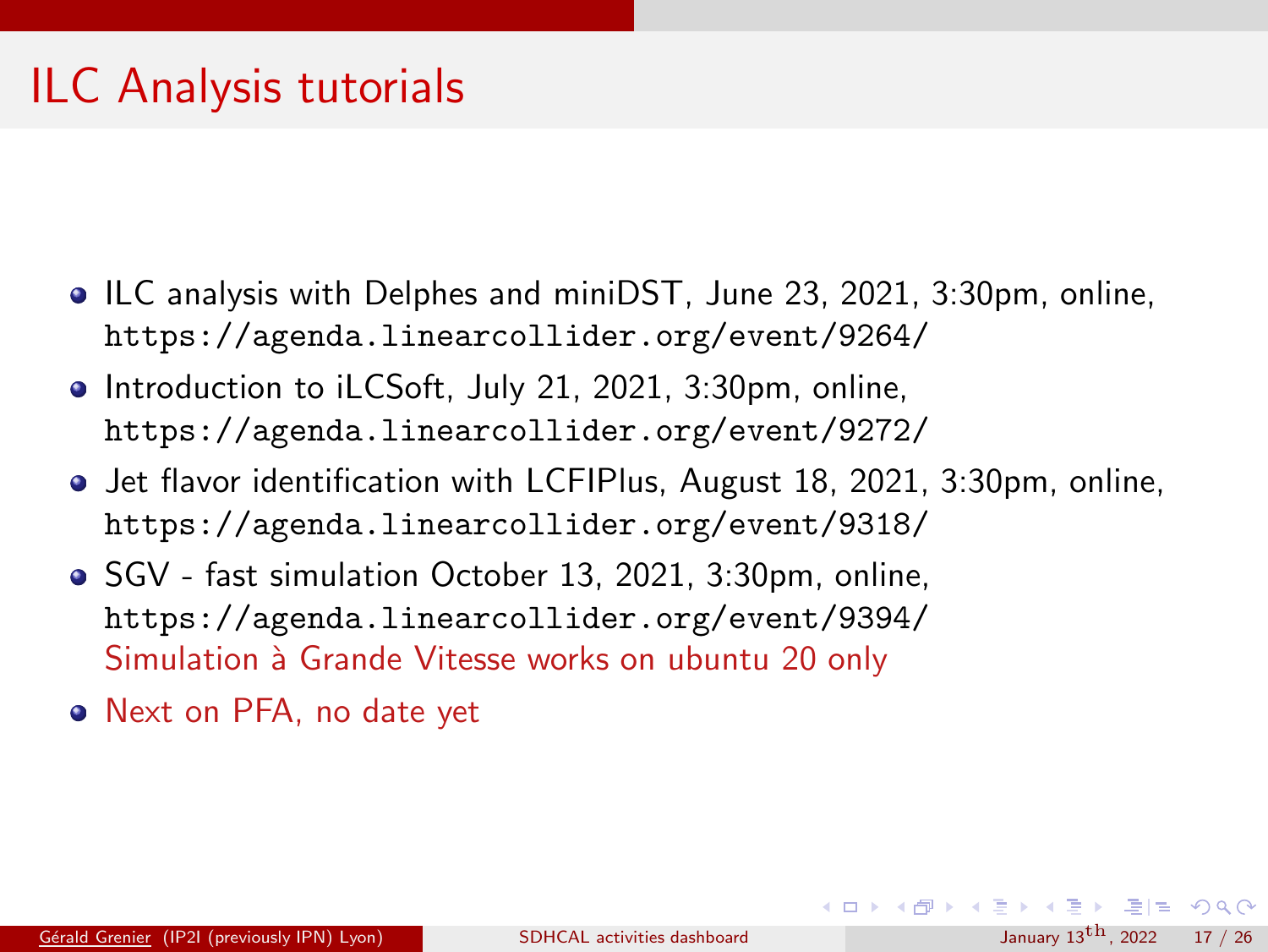# ILC Analysis tutorials

- ILC analysis with Delphes and miniDST, June 23, 2021, 3:30pm, online, `https://agenda.linearcollider.org/event/9264/`
- Introduction to iLCSoft, July 21, 2021, 3:30pm, online, `https://agenda.linearcollider.org/event/9272/`
- Jet flavor identification with LCFIPlus, August 18, 2021, 3:30pm, online, `https://agenda.linearcollider.org/event/9318/`
- SGV - fast simulation October 13, 2021, 3:30pm, online, `https://agenda.linearcollider.org/event/9394/`
  Simulation à Grande Vitesse works on ubuntu 20 only
- Next on PFA, no date yet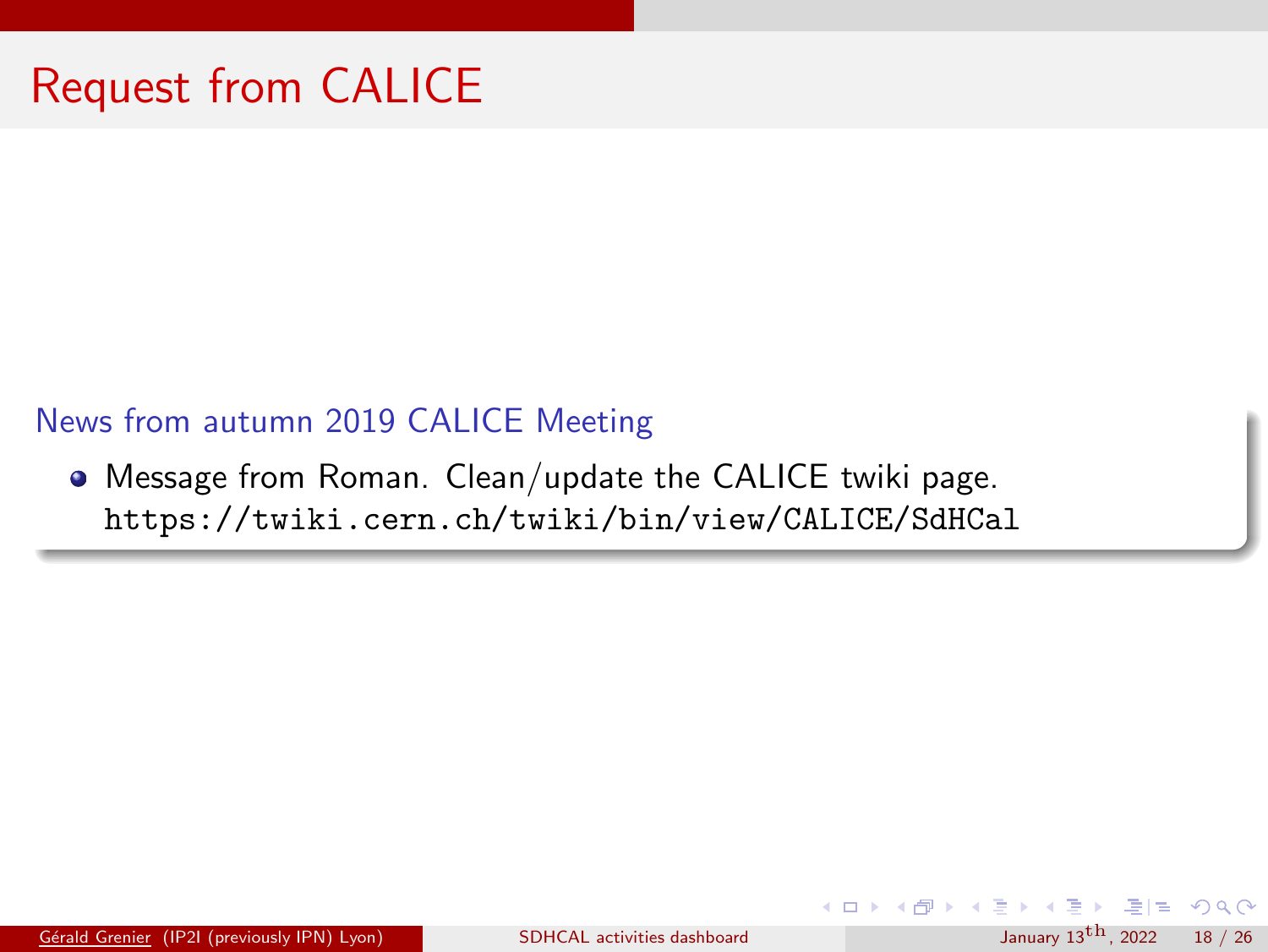# Request from CALICE

### News from autumn 2019 CALICE Meeting

- Message from Roman. Clean/update the CALICE twiki page. `https://twiki.cern.ch/twiki/bin/view/CALICE/SdHCal`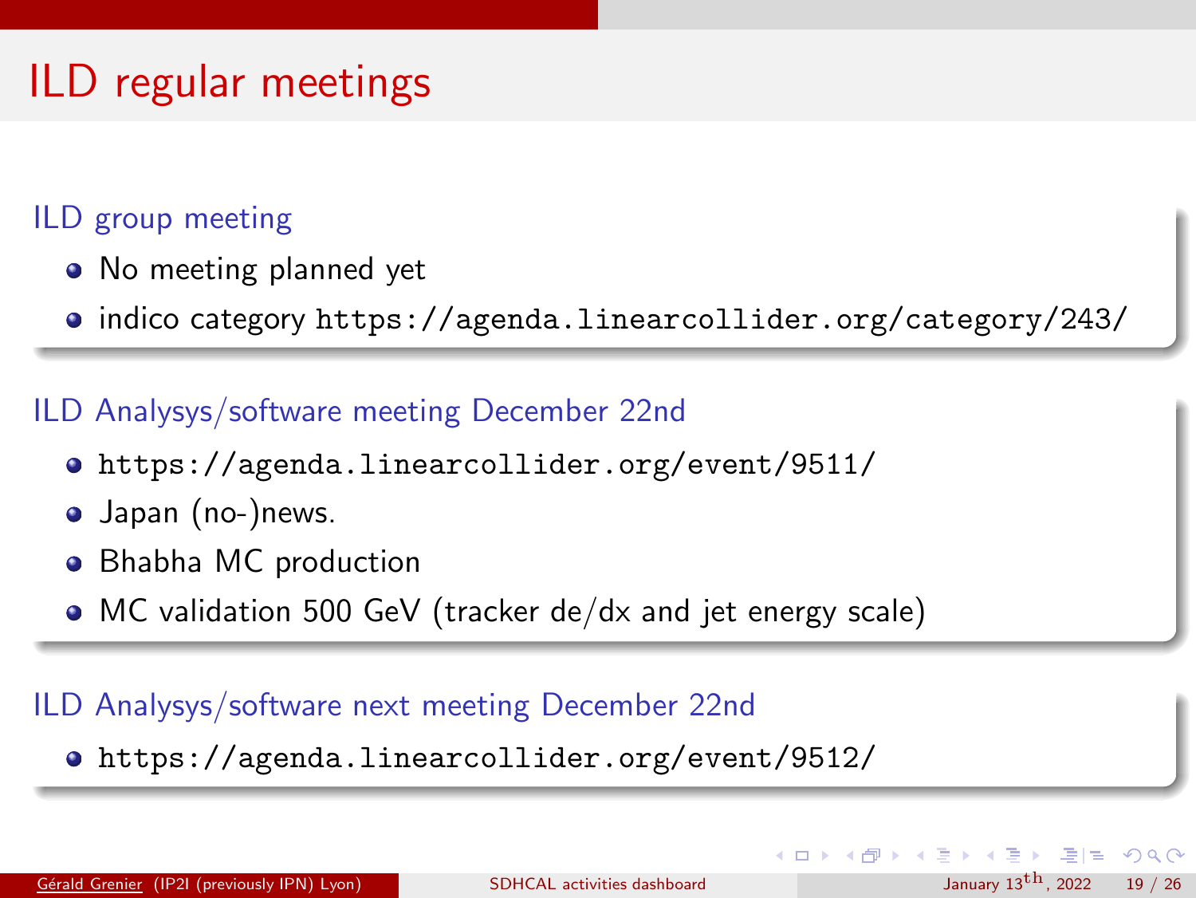# ILD regular meetings

## ILD group meeting

- No meeting planned yet
- indico category https://agenda.linearcollider.org/category/243/

## ILD Analysys/software meeting December 22nd

- https://agenda.linearcollider.org/event/9511/
- Japan (no-)news.
- Bhabha MC production
- MC validation 500 GeV (tracker de/dx and jet energy scale)

## ILD Analysys/software next meeting December 22nd

- https://agenda.linearcollider.org/event/9512/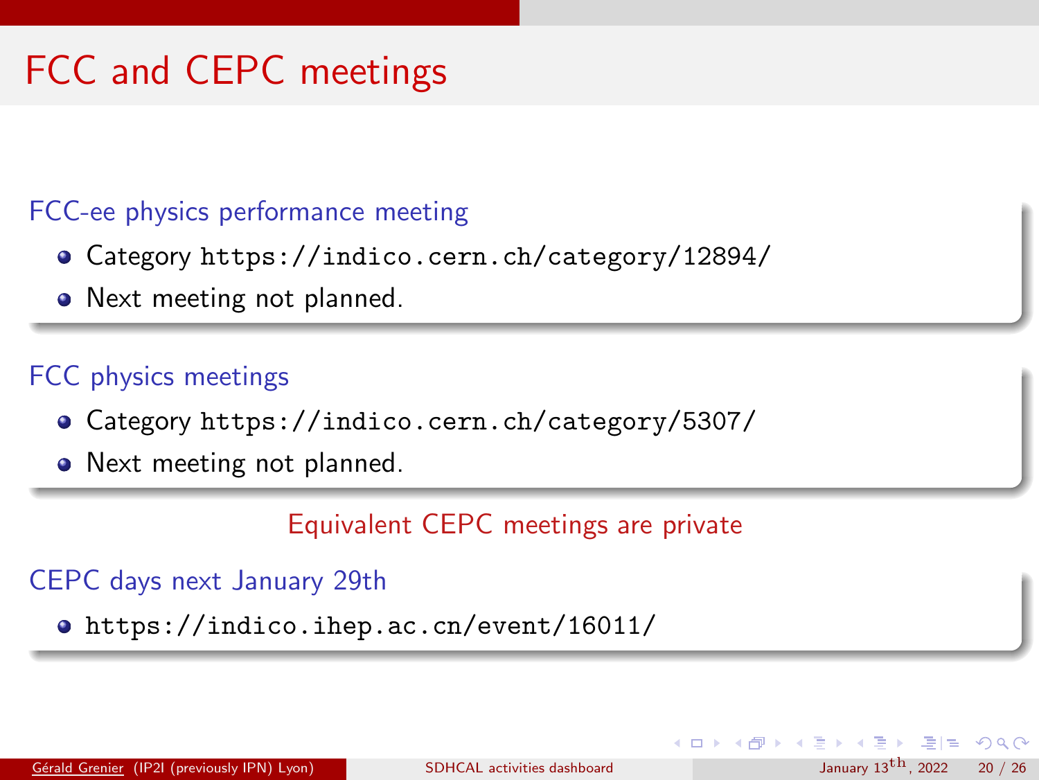# FCC and CEPC meetings

### FCC-ee physics performance meeting

- Category https://indico.cern.ch/category/12894/
- Next meeting not planned.

### FCC physics meetings

- Category https://indico.cern.ch/category/5307/
- Next meeting not planned.

Equivalent CEPC meetings are private

### CEPC days next January 29th

- https://indico.ihep.ac.cn/event/16011/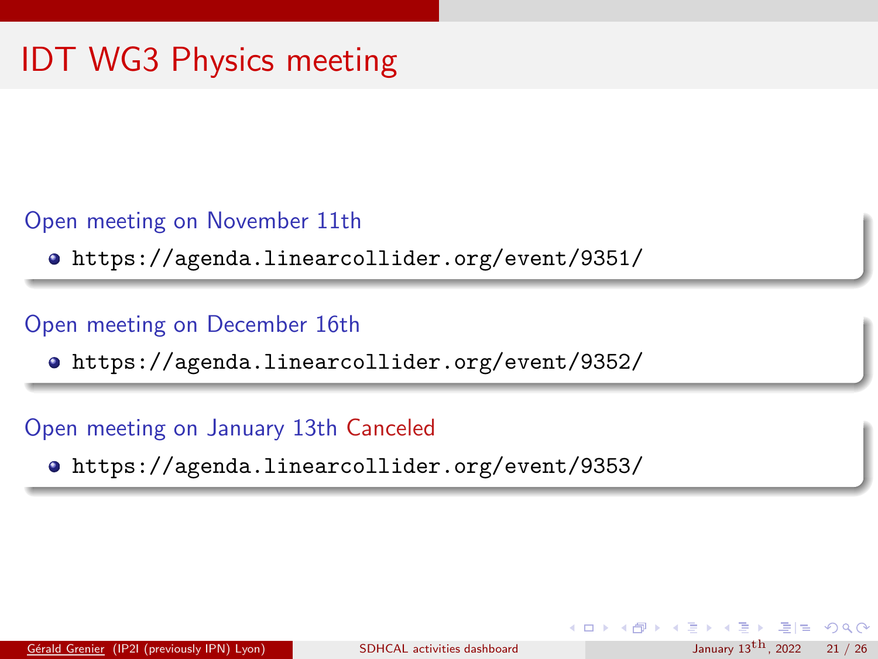# IDT WG3 Physics meeting

### Open meeting on November 11th

- https://agenda.linearcollider.org/event/9351/

### Open meeting on December 16th

- https://agenda.linearcollider.org/event/9352/

### Open meeting on January 13th Canceled

- https://agenda.linearcollider.org/event/9353/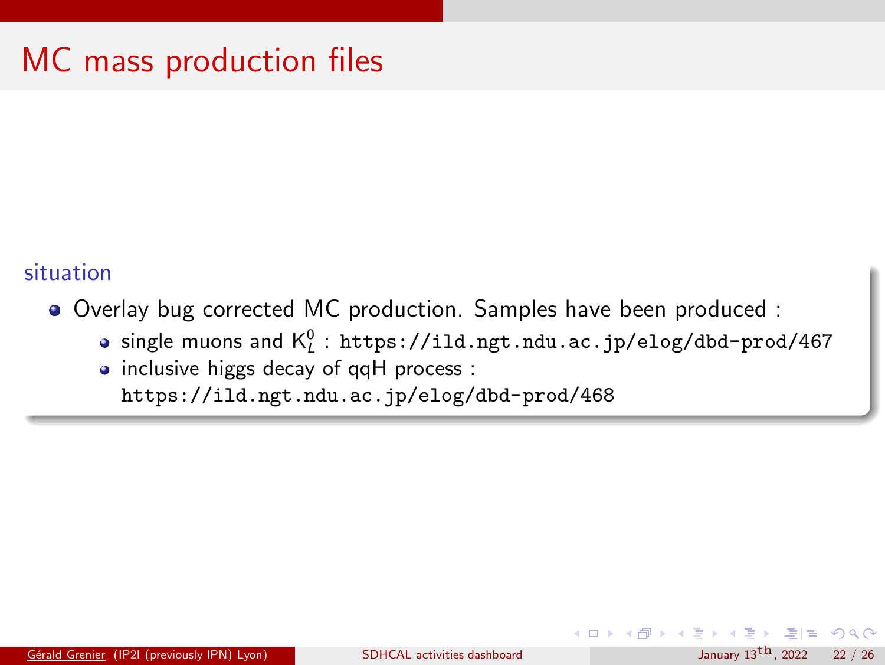# MC mass production files

### situation

- Overlay bug corrected MC production. Samples have been produced :
  - single muons and $K_L^0$ : `https://ild.ngt.ndu.ac.jp/elog/dbd-prod/467`
  - inclusive higgs decay of qqH process : `https://ild.ngt.ndu.ac.jp/elog/dbd-prod/468`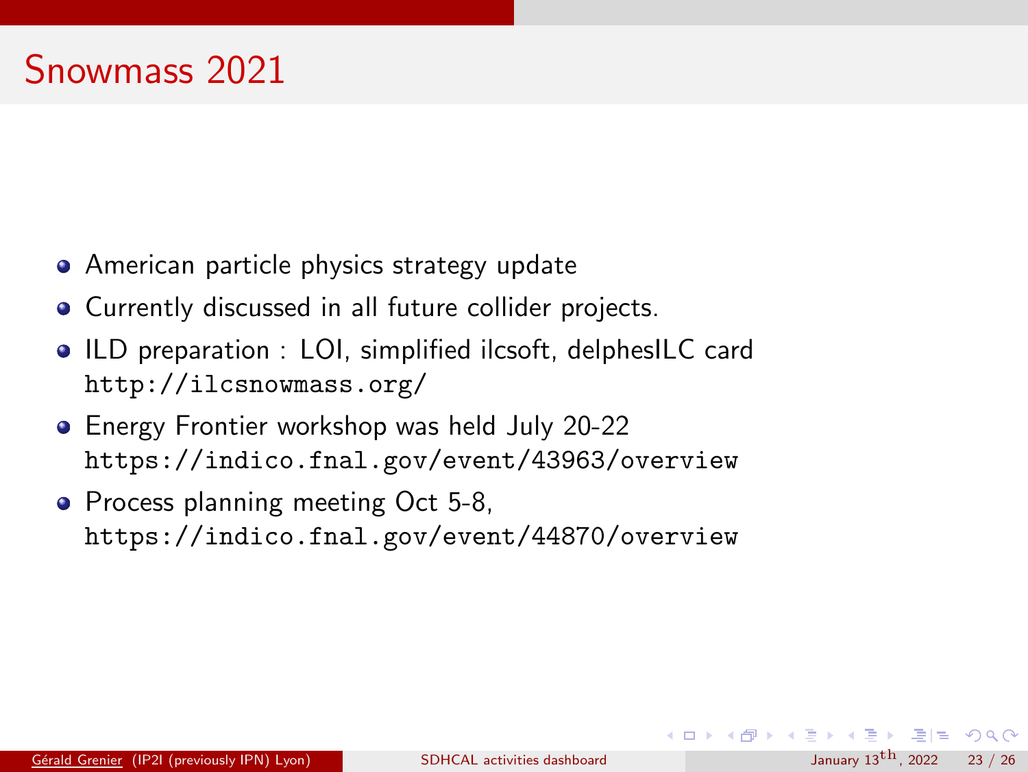# Snowmass 2021

- American particle physics strategy update
- Currently discussed in all future collider projects.
- ILD preparation : LOI, simplified ilcsoft, delphesILC card
  `http://ilcsnowmass.org/`
- Energy Frontier workshop was held July 20-22
  `https://indico.fnal.gov/event/43963/overview`
- Process planning meeting Oct 5-8,
  `https://indico.fnal.gov/event/44870/overview`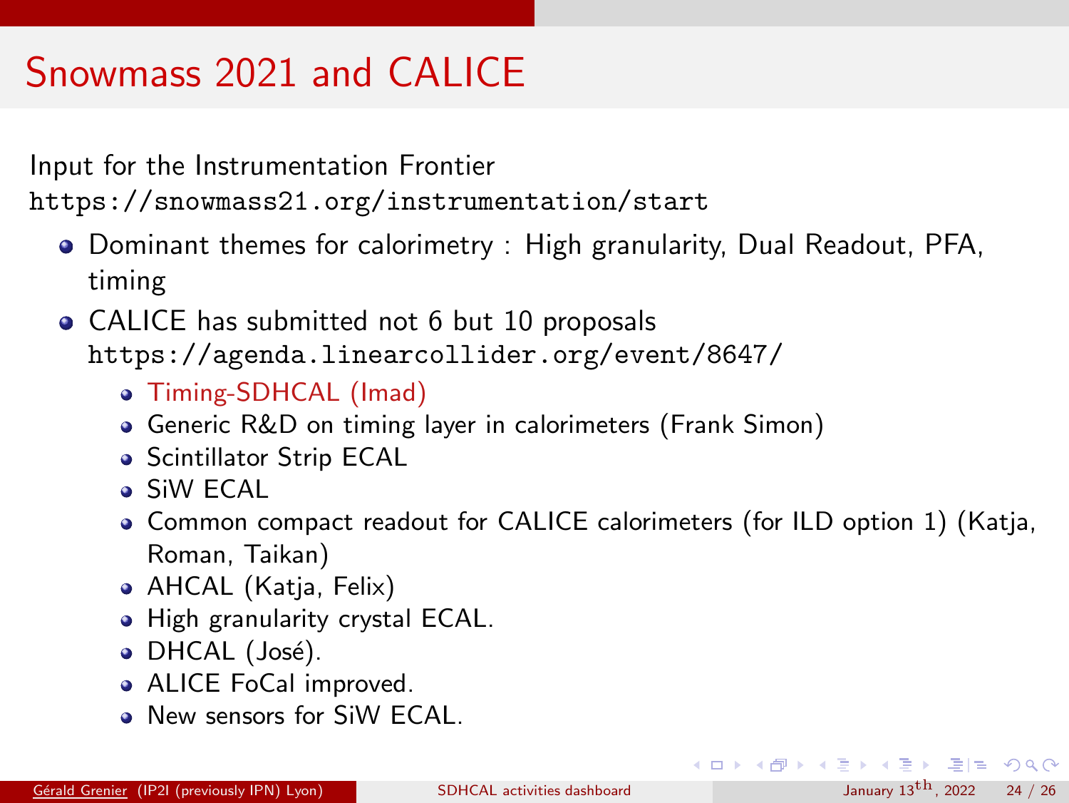# Snowmass 2021 and CALICE

Input for the Instrumentation Frontier
https://snowmass21.org/instrumentation/start

- Dominant themes for calorimetry : High granularity, Dual Readout, PFA, timing
- CALICE has submitted not 6 but 10 proposals
  https://agenda.linearcollider.org/event/8647/
  - Timing-SDHCAL (Imad)
  - Generic R&D on timing layer in calorimeters (Frank Simon)
  - Scintillator Strip ECAL
  - SiW ECAL
  - Common compact readout for CALICE calorimeters (for ILD option 1) (Katja, Roman, Taikan)
  - AHCAL (Katja, Felix)
  - High granularity crystal ECAL.
  - DHCAL (José).
  - ALICE FoCal improved.
  - New sensors for SiW ECAL.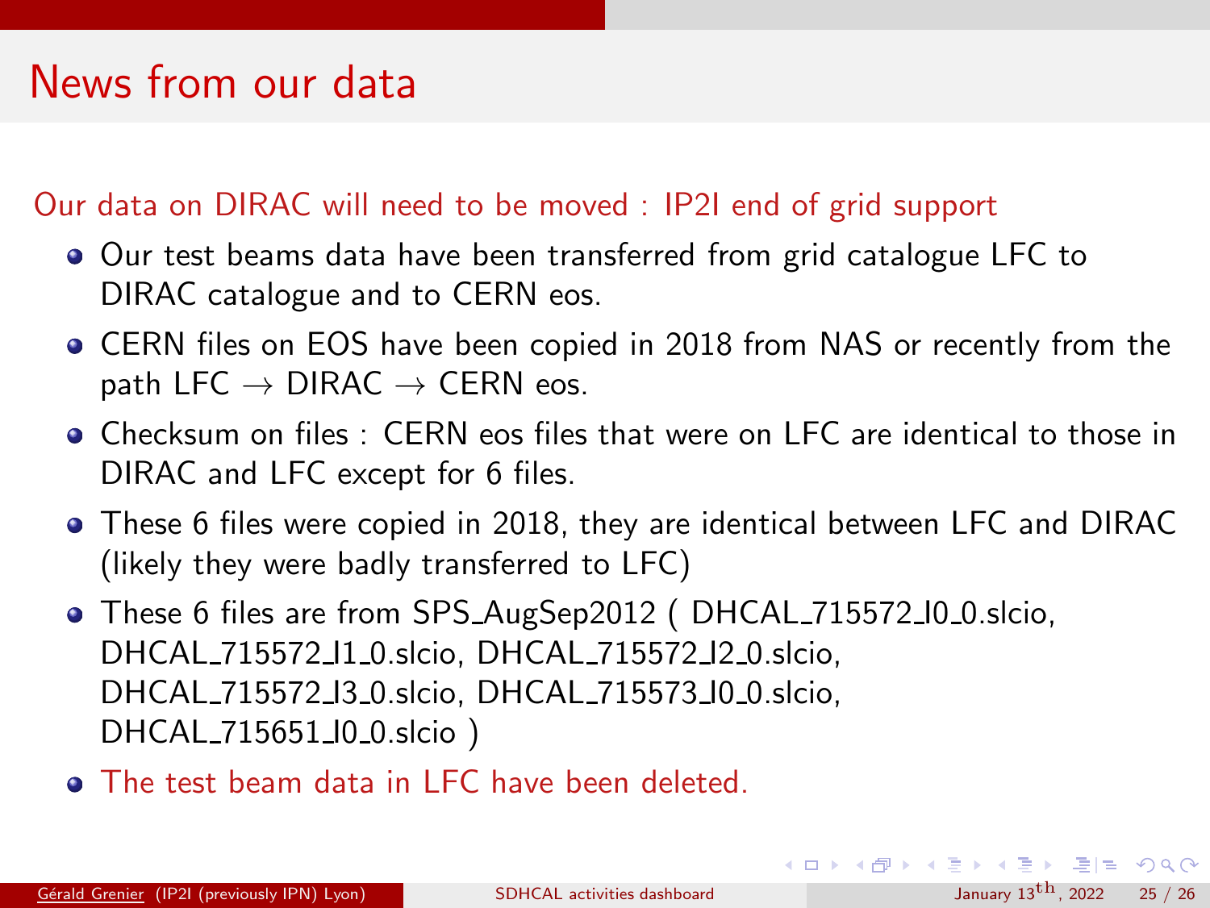# News from our data

Our data on DIRAC will need to be moved : IP2I end of grid support

- Our test beams data have been transferred from grid catalogue LFC to DIRAC catalogue and to CERN eos.
- CERN files on EOS have been copied in 2018 from NAS or recently from the path LFC $\rightarrow$ DIRAC $\rightarrow$ CERN eos.
- Checksum on files : CERN eos files that were on LFC are identical to those in DIRAC and LFC except for 6 files.
- These 6 files were copied in 2018, they are identical between LFC and DIRAC (likely they were badly transferred to LFC)
- These 6 files are from SPS_AugSep2012 ( DHCAL_715572_I0_0.slcio, DHCAL_715572_I1_0.slcio, DHCAL_715572_I2_0.slcio, DHCAL_715572_I3_0.slcio, DHCAL_715573_I0_0.slcio, DHCAL_715651_I0_0.slcio )
- The test beam data in LFC have been deleted.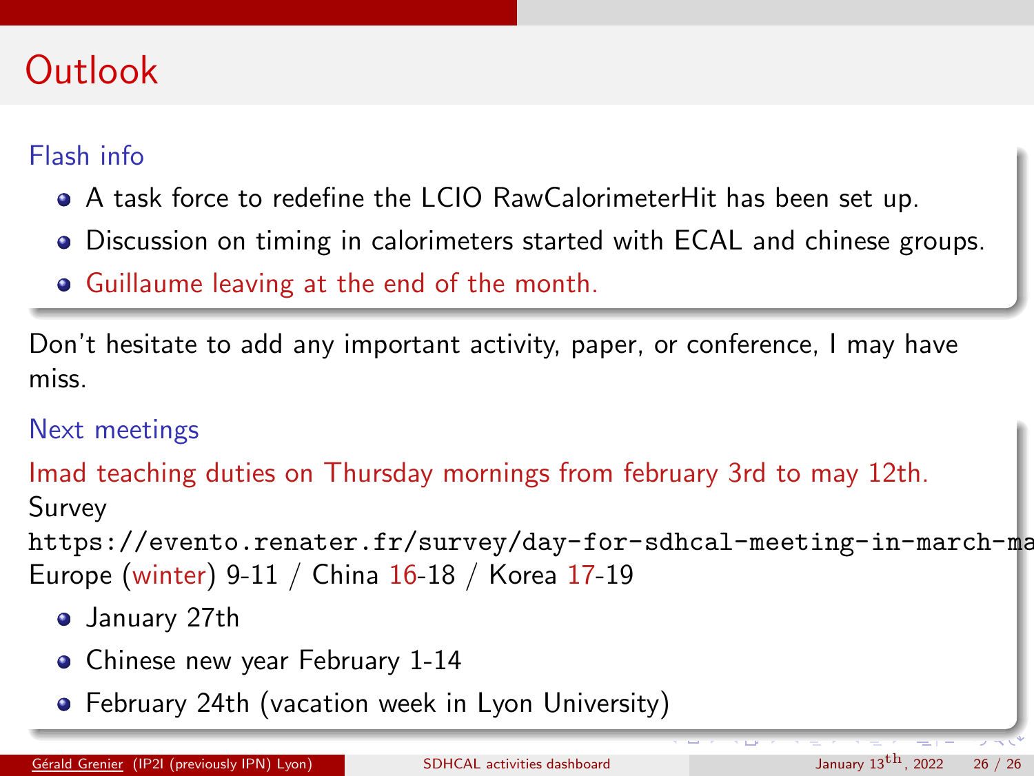# Outlook

### Flash info

- A task force to redefine the LCIO RawCalorimeterHit has been set up.
- Discussion on timing in calorimeters started with ECAL and chinese groups.
- Guillaume leaving at the end of the month.

Don't hesitate to add any important activity, paper, or conference, I may have miss.

### Next meetings

Imad teaching duties on Thursday mornings from february 3rd to may 12th.
Survey
`https://evento.renater.fr/survey/day-for-sdhcal-meeting-in-march-ma`
Europe (winter) 9-11 / China 16-18 / Korea 17-19

- January 27th
- Chinese new year February 1-14
- February 24th (vacation week in Lyon University)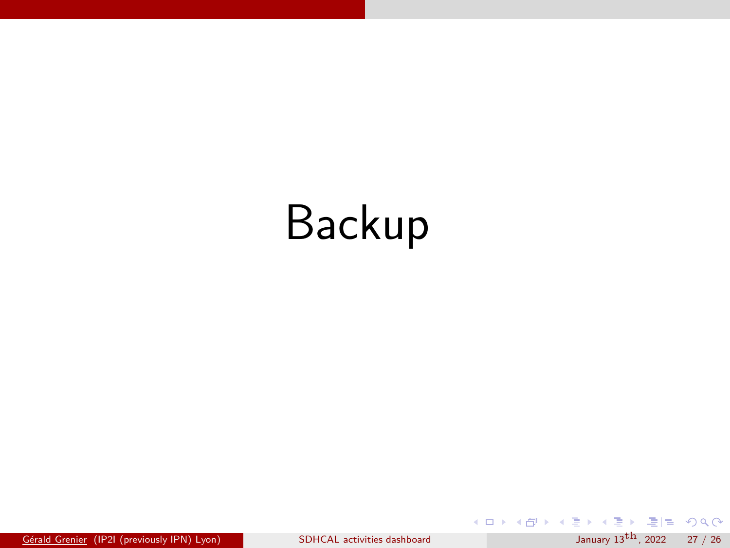# Backup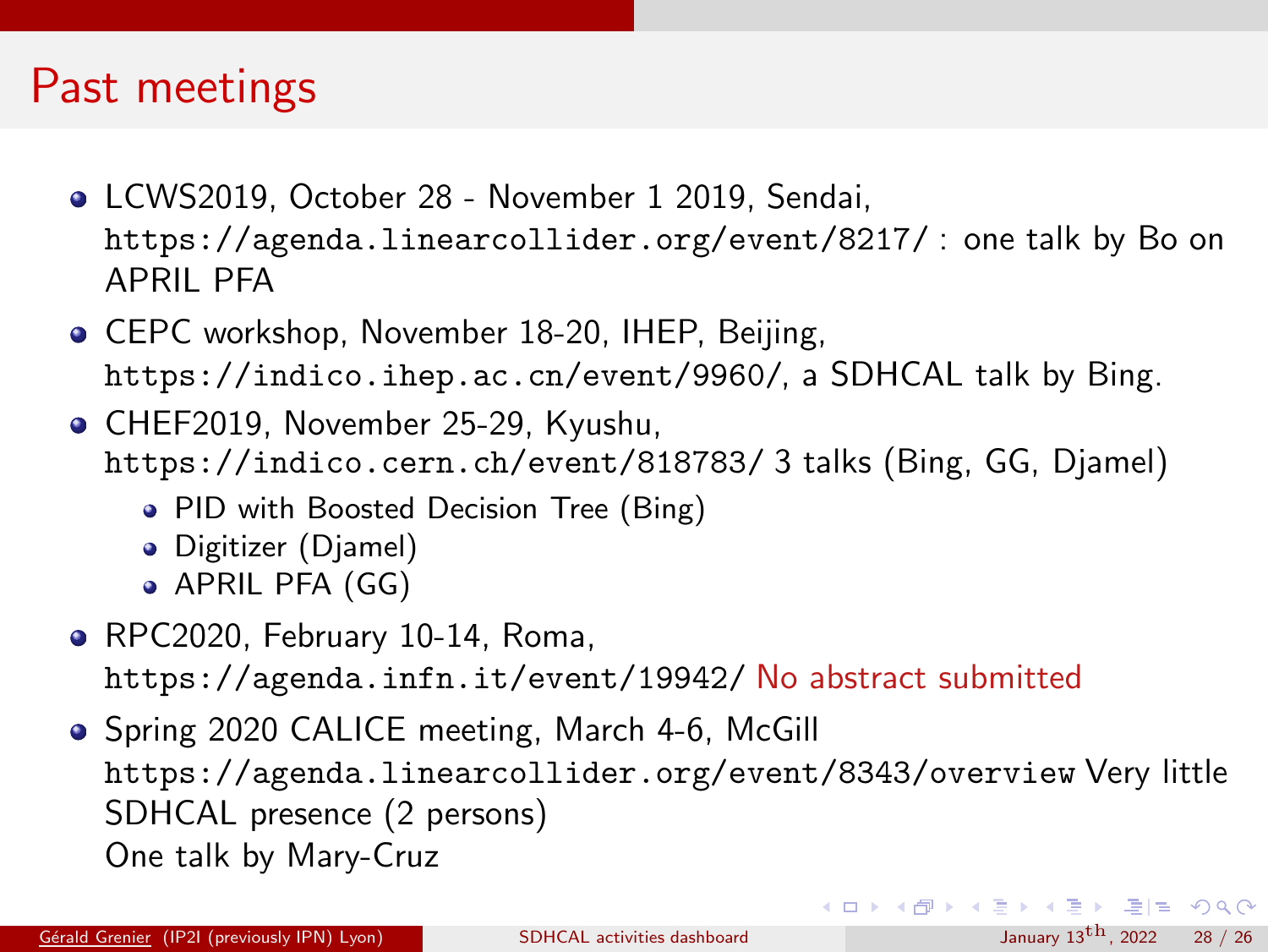# Past meetings

- LCWS2019, October 28 - November 1 2019, Sendai, `https://agenda.linearcollider.org/event/8217/` : one talk by Bo on APRIL PFA
- CEPC workshop, November 18-20, IHEP, Beijing, `https://indico.ihep.ac.cn/event/9960/`, a SDHCAL talk by Bing.
- CHEF2019, November 25-29, Kyushu, `https://indico.cern.ch/event/818783/` 3 talks (Bing, GG, Djamel)
  - PID with Boosted Decision Tree (Bing)
  - Digitizer (Djamel)
  - APRIL PFA (GG)
- RPC2020, February 10-14, Roma, `https://agenda.infn.it/event/19942/` No abstract submitted
- Spring 2020 CALICE meeting, March 4-6, McGill `https://agenda.linearcollider.org/event/8343/overview` Very little SDHCAL presence (2 persons)
  One talk by Mary-Cruz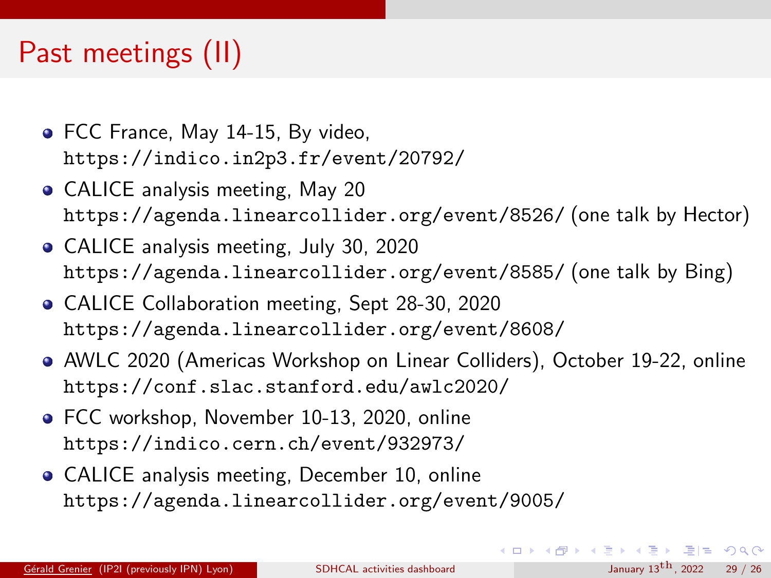# Past meetings (II)

- FCC France, May 14-15, By video, https://indico.in2p3.fr/event/20792/
- CALICE analysis meeting, May 20 https://agenda.linearcollider.org/event/8526/ (one talk by Hector)
- CALICE analysis meeting, July 30, 2020 https://agenda.linearcollider.org/event/8585/ (one talk by Bing)
- CALICE Collaboration meeting, Sept 28-30, 2020 https://agenda.linearcollider.org/event/8608/
- AWLC 2020 (Americas Workshop on Linear Colliders), October 19-22, online https://conf.slac.stanford.edu/awlc2020/
- FCC workshop, November 10-13, 2020, online https://indico.cern.ch/event/932973/
- CALICE analysis meeting, December 10, online https://agenda.linearcollider.org/event/9005/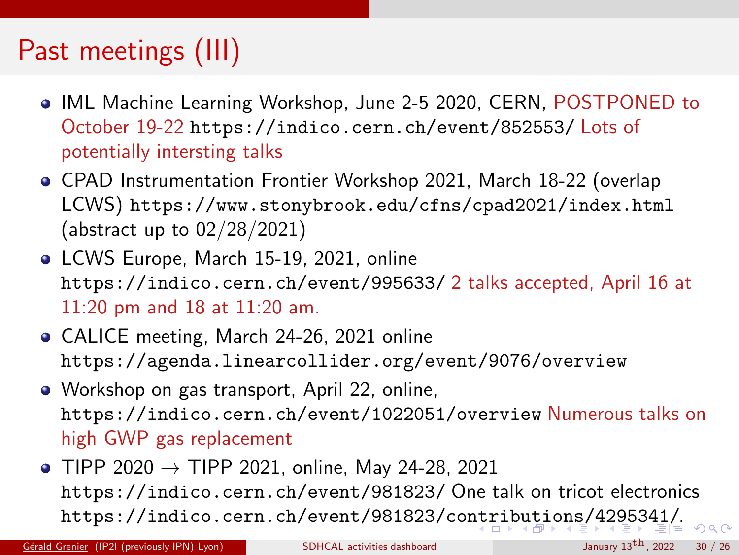# Past meetings (III)

- IML Machine Learning Workshop, June 2-5 2020, CERN, POSTPONED to October 19-22 https://indico.cern.ch/event/852553/ Lots of potentially intersting talks
- CPAD Instrumentation Frontier Workshop 2021, March 18-22 (overlap LCWS) https://www.stonybrook.edu/cfns/cpad2021/index.html (abstract up to 02/28/2021)
- LCWS Europe, March 15-19, 2021, online https://indico.cern.ch/event/995633/ 2 talks accepted, April 16 at 11:20 pm and 18 at 11:20 am.
- CALICE meeting, March 24-26, 2021 online https://agenda.linearcollider.org/event/9076/overview
- Workshop on gas transport, April 22, online, https://indico.cern.ch/event/1022051/overview Numerous talks on high GWP gas replacement
- TIPP 2020 → TIPP 2021, online, May 24-28, 2021 https://indico.cern.ch/event/981823/ One talk on tricot electronics https://indico.cern.ch/event/981823/contributions/4295341/.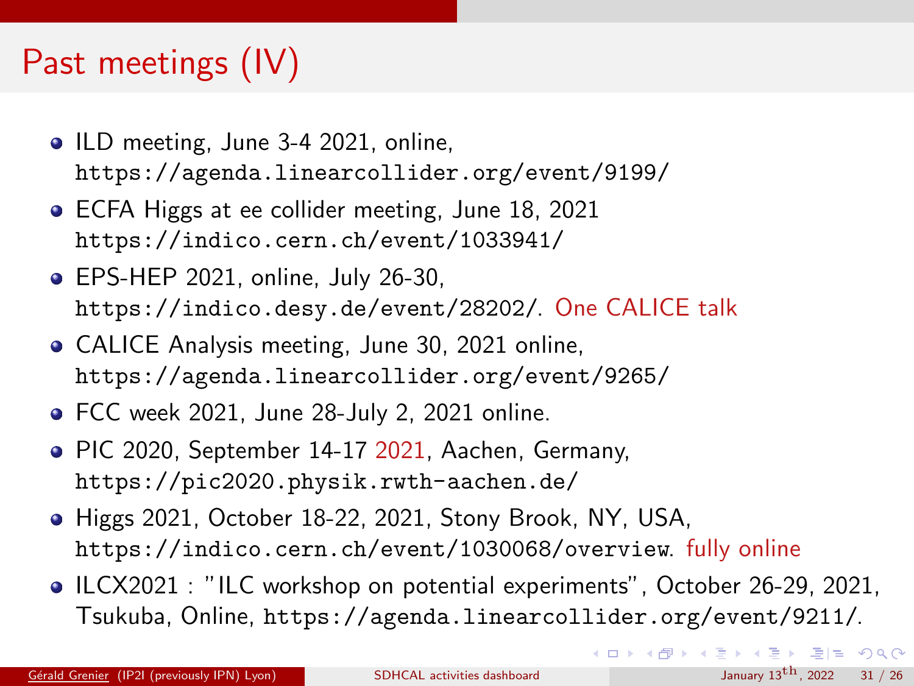# Past meetings (IV)

- ILD meeting, June 3-4 2021, online, https://agenda.linearcollider.org/event/9199/
- ECFA Higgs at ee collider meeting, June 18, 2021 https://indico.cern.ch/event/1033941/
- EPS-HEP 2021, online, July 26-30, https://indico.desy.de/event/28202/. One CALICE talk
- CALICE Analysis meeting, June 30, 2021 online, https://agenda.linearcollider.org/event/9265/
- FCC week 2021, June 28-July 2, 2021 online.
- PIC 2020, September 14-17 2021, Aachen, Germany, https://pic2020.physik.rwth-aachen.de/
- Higgs 2021, October 18-22, 2021, Stony Brook, NY, USA, https://indico.cern.ch/event/1030068/overview. fully online
- ILCX2021 : "ILC workshop on potential experiments", October 26-29, 2021, Tsukuba, Online, https://agenda.linearcollider.org/event/9211/.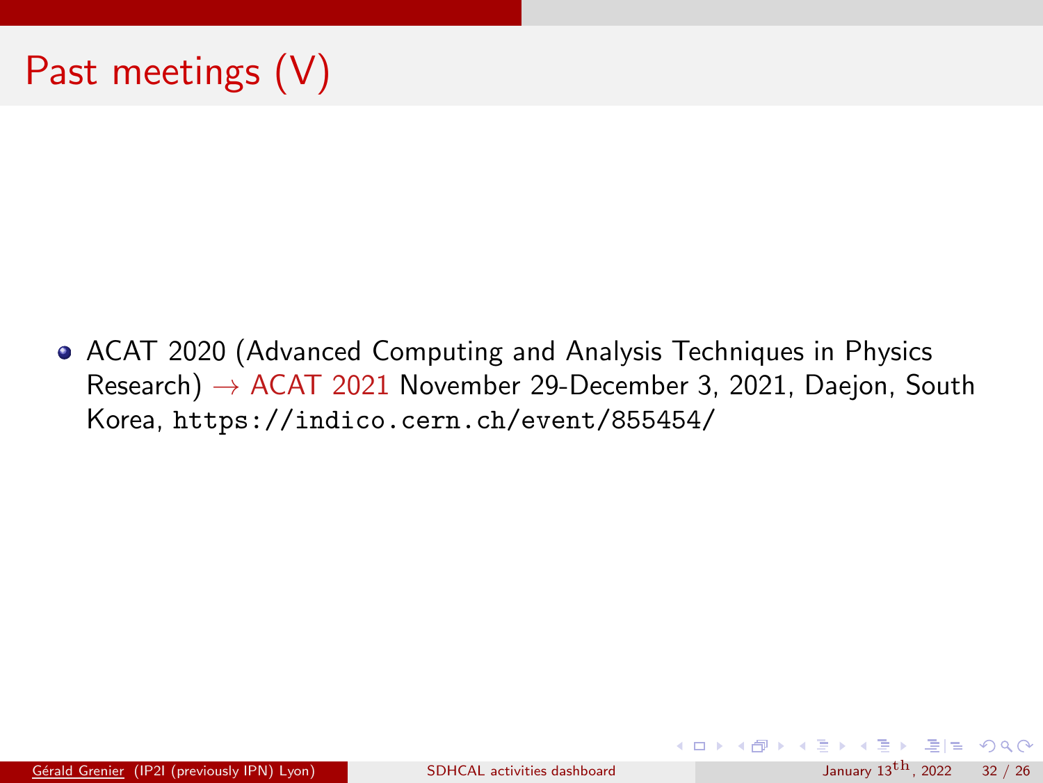# Past meetings (V)

- ACAT 2020 (Advanced Computing and Analysis Techniques in Physics Research) $\rightarrow$ ACAT 2021 November 29-December 3, 2021, Daejon, South Korea, https://indico.cern.ch/event/855454/